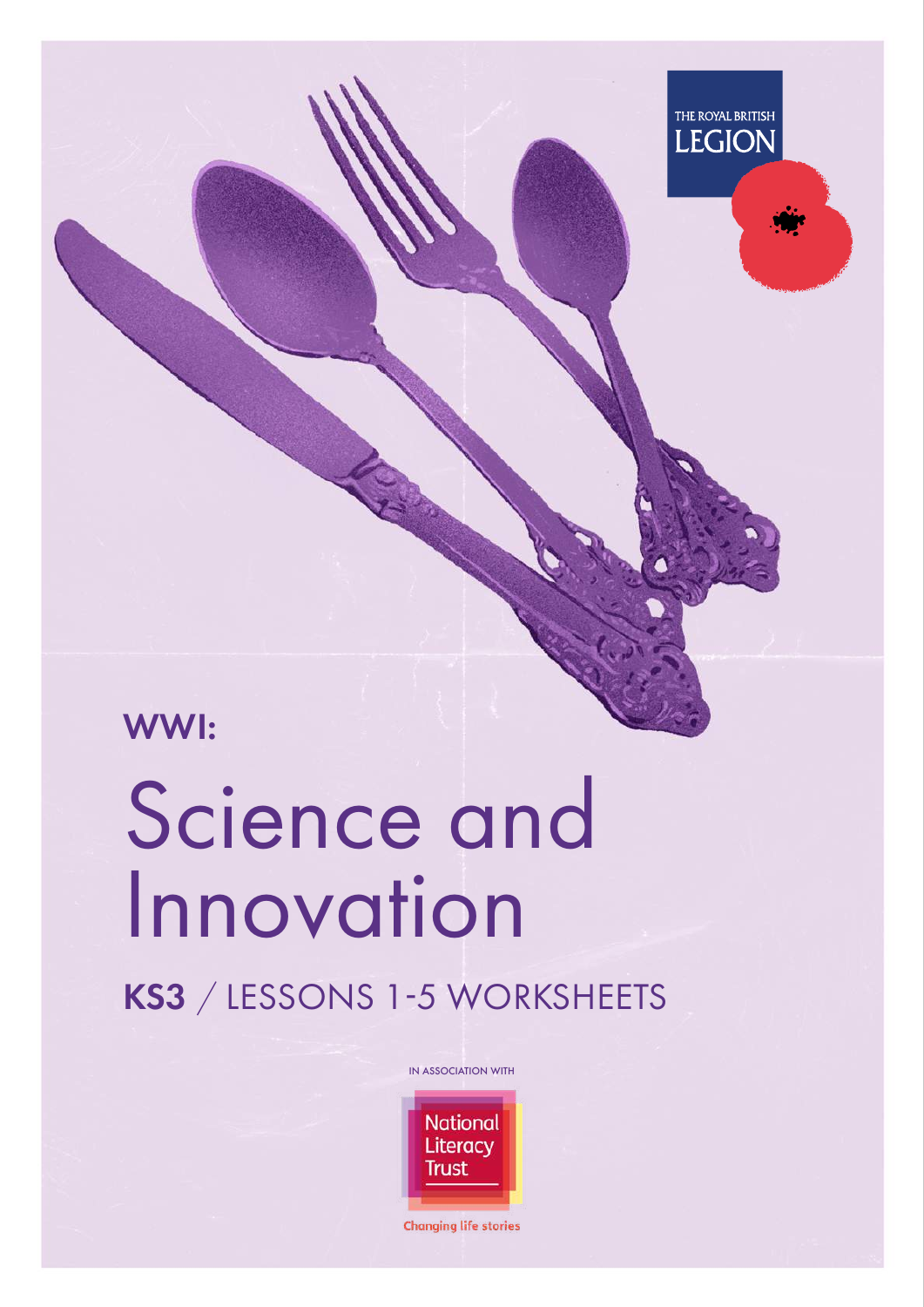THE ROYAL BRITISH LEGION

# WWI:

# Science and Innovation

## KS3 / LESSONS 1-5 WORKSHEETS

IN ASSOCIATION WITH

National Literacy Trust

Changing life stories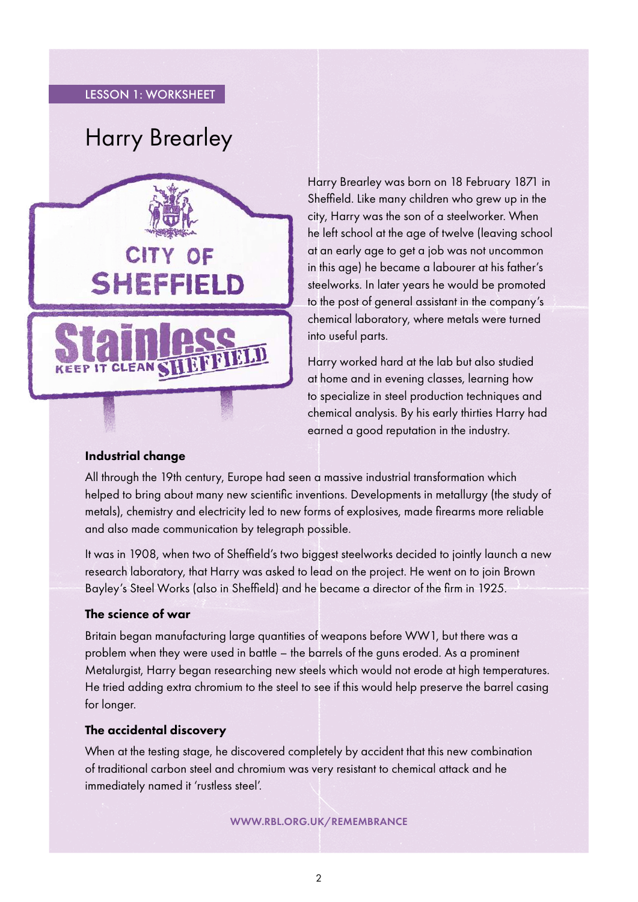LESSON 1: WORKSHEET

# Harry Brearley

Harry Brearley was born on 18 February 1871 in Sheffield. Like many children who grew up in the city, Harry was the son of a steelworker. When he left school at the age of twelve (leaving school at an early age to get a job was not uncommon in this age) he became a labourer at his father's steelworks. In later years he would be promoted to the post of general assistant in the company's chemical laboratory, where metals were turned into useful parts.

Harry worked hard at the lab but also studied at home and in evening classes, learning how to specialize in steel production techniques and chemical analysis. By his early thirties Harry had earned a good reputation in the industry.

### Industrial change

All through the 19th century, Europe had seen a massive industrial transformation which helped to bring about many new scientific inventions. Developments in metallurgy (the study of metals), chemistry and electricity led to new forms of explosives, made firearms more reliable and also made communication by telegraph possible.

It was in 1908, when two of Sheffield's two biggest steelworks decided to jointly launch a new research laboratory, that Harry was asked to lead on the project. He went on to join Brown Bayley's Steel Works (also in Sheffield) and he became a director of the firm in 1925.

### The science of war

Britain began manufacturing large quantities of weapons before WW1, but there was a problem when they were used in battle – the barrels of the guns eroded. As a prominent Metalurgist, Harry began researching new steels which would not erode at high temperatures. He tried adding extra chromium to the steel to see if this would help preserve the barrel casing for longer.

### The accidental discovery

When at the testing stage, he discovered completely by accident that this new combination of traditional carbon steel and chromium was very resistant to chemical attack and he immediately named it 'rustless steel'.

WWW.RBL.ORG.UK/REMEMBRANCE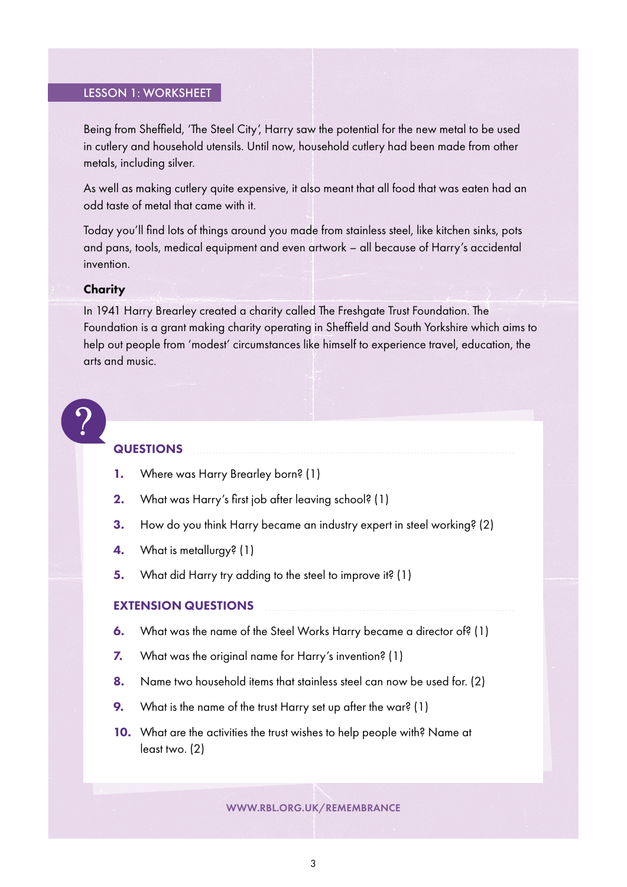LESSON 1: WORKSHEET

Being from Sheffield, 'The Steel City', Harry saw the potential for the new metal to be used in cutlery and household utensils. Until now, household cutlery had been made from other metals, including silver.

As well as making cutlery quite expensive, it also meant that all food that was eaten had an odd taste of metal that came with it.

Today you'll find lots of things around you made from stainless steel, like kitchen sinks, pots and pans, tools, medical equipment and even artwork – all because of Harry's accidental invention.

### Charity

In 1941 Harry Brearley created a charity called The Freshgate Trust Foundation. The Foundation is a grant making charity operating in Sheffield and South Yorkshire which aims to help out people from 'modest' circumstances like himself to experience travel, education, the arts and music.

## QUESTIONS

1. Where was Harry Brearley born? (1)
2. What was Harry's first job after leaving school? (1)
3. How do you think Harry became an industry expert in steel working? (2)
4. What is metallurgy? (1)
5. What did Harry try adding to the steel to improve it? (1)

## EXTENSION QUESTIONS

6. What was the name of the Steel Works Harry became a director of? (1)
7. What was the original name for Harry's invention? (1)
8. Name two household items that stainless steel can now be used for. (2)
9. What is the name of the trust Harry set up after the war? (1)
10. What are the activities the trust wishes to help people with? Name at least two. (2)

WWW.RBL.ORG.UK/REMEMBRANCE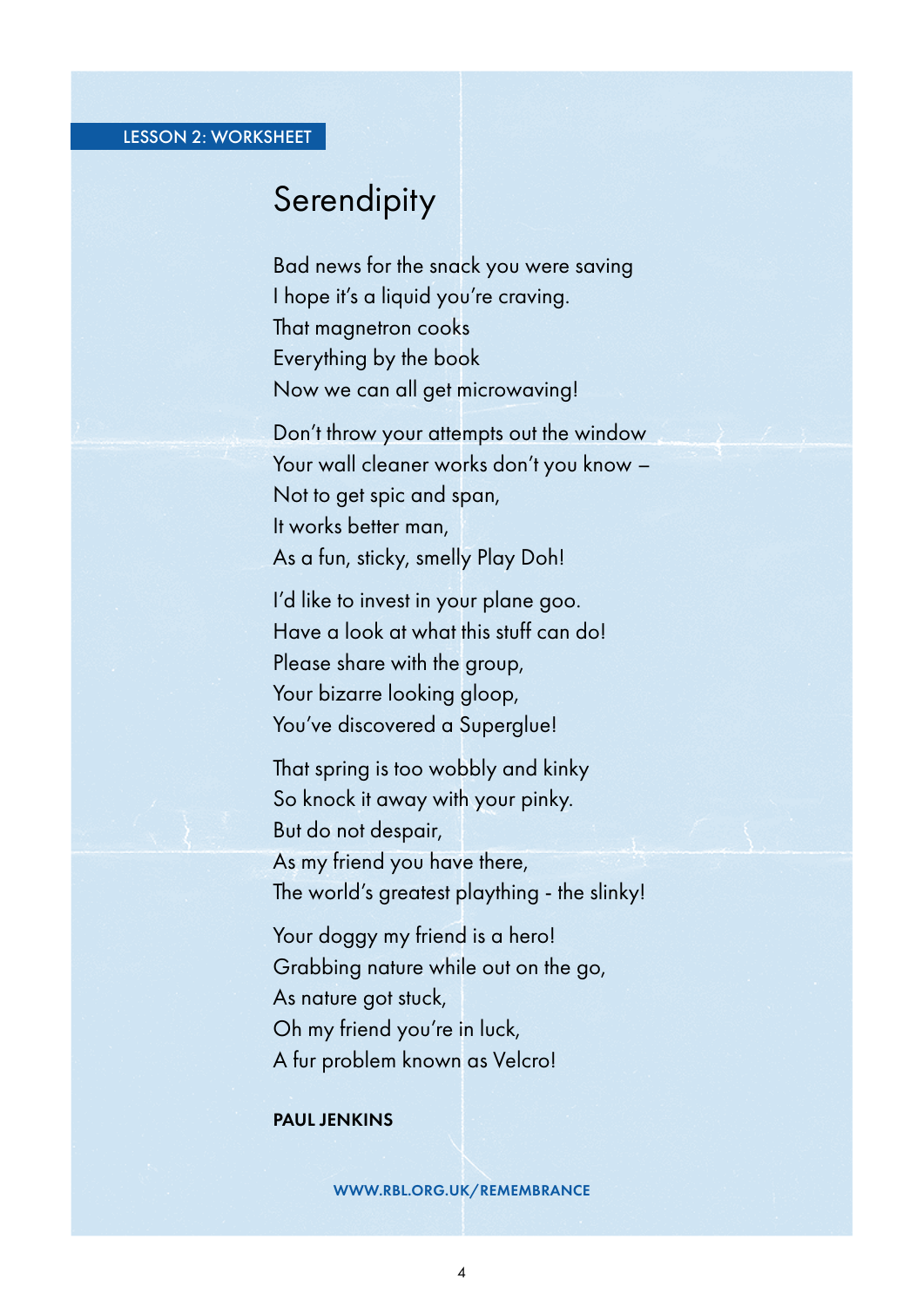LESSON 2: WORKSHEET

# Serendipity

Bad news for the snack you were saving
I hope it's a liquid you're craving.
That magnetron cooks
Everything by the book
Now we can all get microwaving!

Don't throw your attempts out the window
Your wall cleaner works don't you know –
Not to get spic and span,
It works better man,
As a fun, sticky, smelly Play Doh!

I'd like to invest in your plane goo.
Have a look at what this stuff can do!
Please share with the group,
Your bizarre looking gloop,
You've discovered a Superglue!

That spring is too wobbly and kinky
So knock it away with your pinky.
But do not despair,
As my friend you have there,
The world's greatest plaything - the slinky!

Your doggy my friend is a hero!
Grabbing nature while out on the go,
As nature got stuck,
Oh my friend you're in luck,
A fur problem known as Velcro!

**PAUL JENKINS**

WWW.RBL.ORG.UK/REMEMBRANCE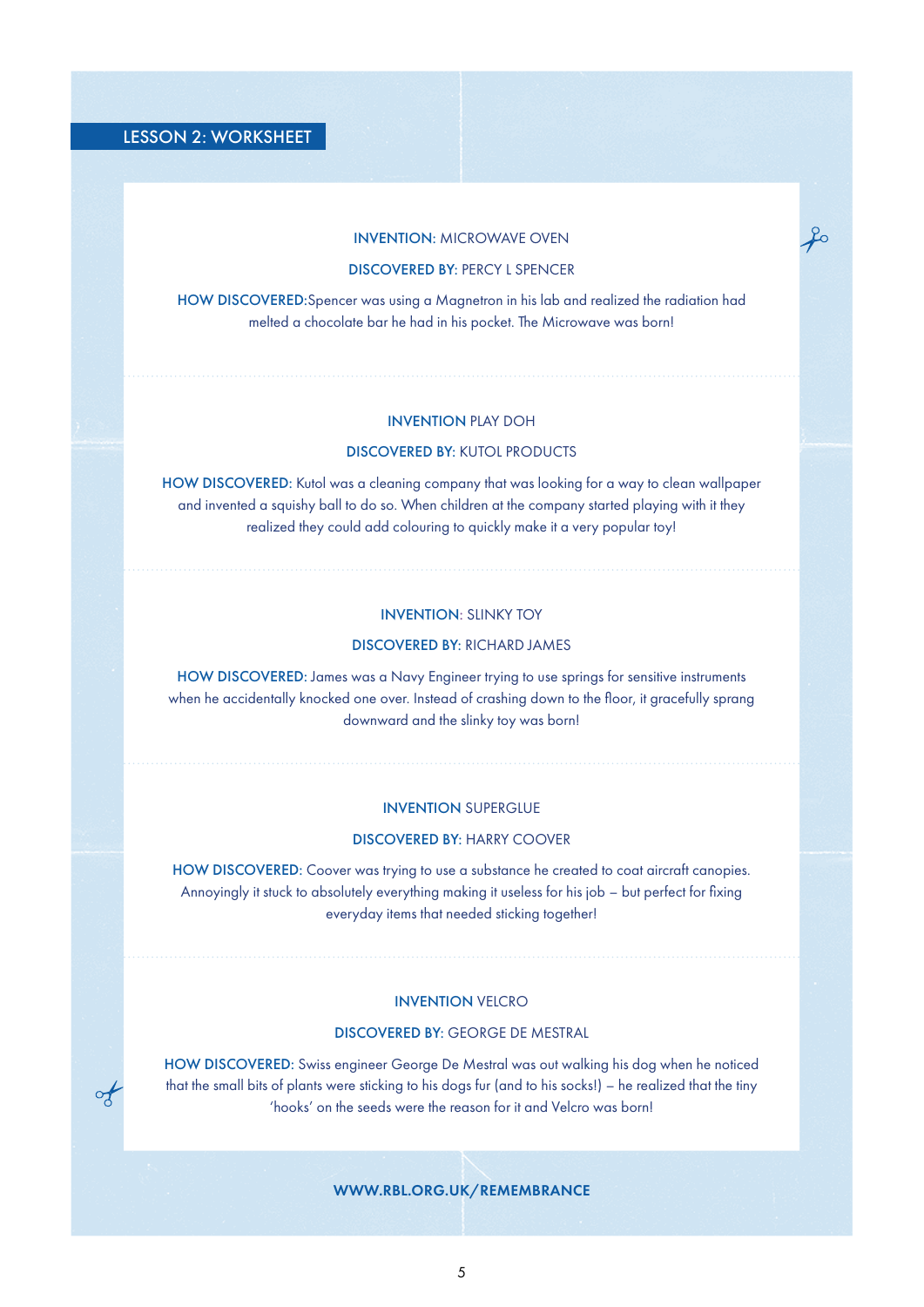## LESSON 2: WORKSHEET

**INVENTION**: MICROWAVE OVEN

**DISCOVERED BY:** PERCY L SPENCER

**HOW DISCOVERED:**Spencer was using a Magnetron in his lab and realized the radiation had melted a chocolate bar he had in his pocket. The Microwave was born!

---

**INVENTION** PLAY DOH

**DISCOVERED BY:** KUTOL PRODUCTS

**HOW DISCOVERED:** Kutol was a cleaning company that was looking for a way to clean wallpaper and invented a squishy ball to do so. When children at the company started playing with it they realized they could add colouring to quickly make it a very popular toy!

---

**INVENTION**: SLINKY TOY

**DISCOVERED BY:** RICHARD JAMES

**HOW DISCOVERED:** James was a Navy Engineer trying to use springs for sensitive instruments when he accidentally knocked one over. Instead of crashing down to the floor, it gracefully sprang downward and the slinky toy was born!

---

**INVENTION** SUPERGLUE

**DISCOVERED BY:** HARRY COOVER

**HOW DISCOVERED:** Coover was trying to use a substance he created to coat aircraft canopies. Annoyingly it stuck to absolutely everything making it useless for his job – but perfect for fixing everyday items that needed sticking together!

---

**INVENTION** VELCRO

**DISCOVERED BY:** GEORGE DE MESTRAL

**HOW DISCOVERED:** Swiss engineer George De Mestral was out walking his dog when he noticed that the small bits of plants were sticking to his dogs fur (and to his socks!) – he realized that the tiny 'hooks' on the seeds were the reason for it and Velcro was born!

**WWW.RBL.ORG.UK/REMEMBRANCE**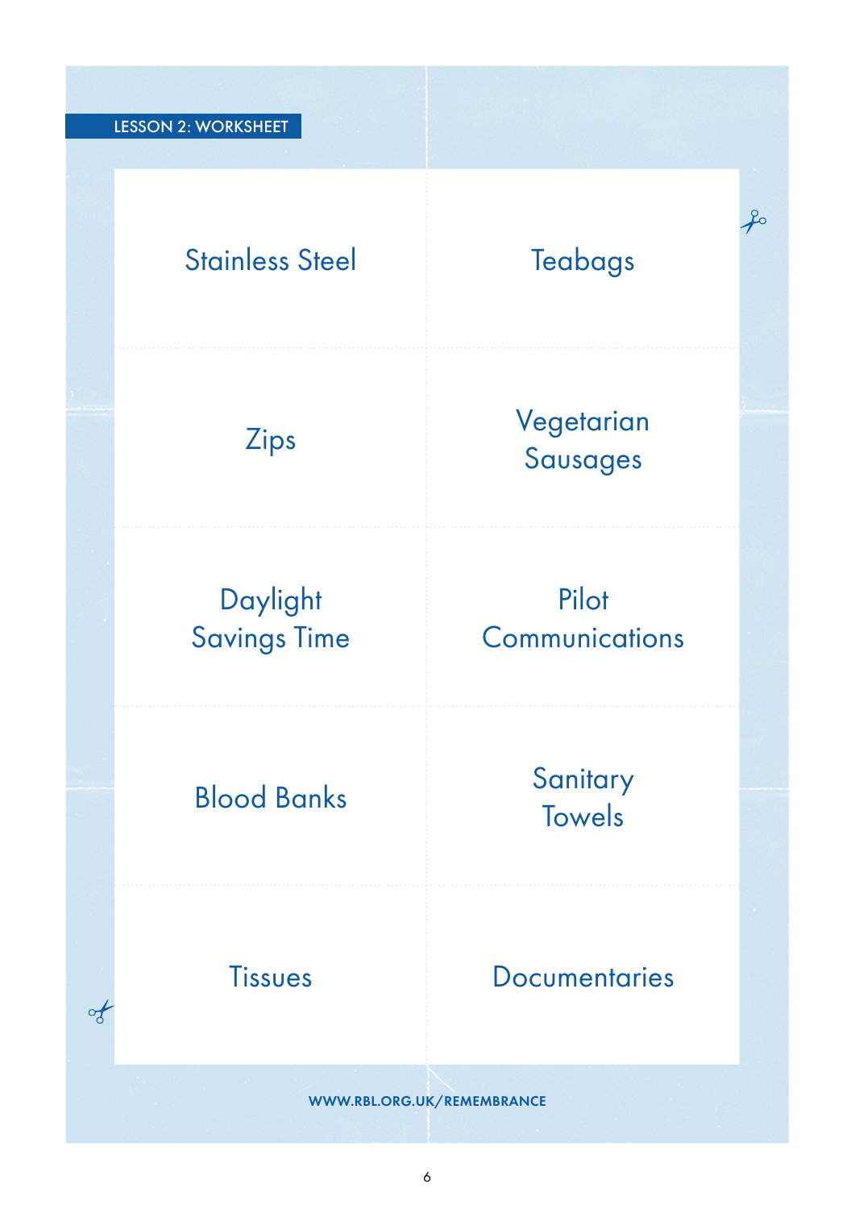LESSON 2: WORKSHEET

| | |
|---|---|
| Stainless Steel | Teabags |
| Zips | Vegetarian Sausages |
| Daylight Savings Time | Pilot Communications |
| Blood Banks | Sanitary Towels |
| Tissues | Documentaries |

WWW.RBL.ORG.UK/REMEMBRANCE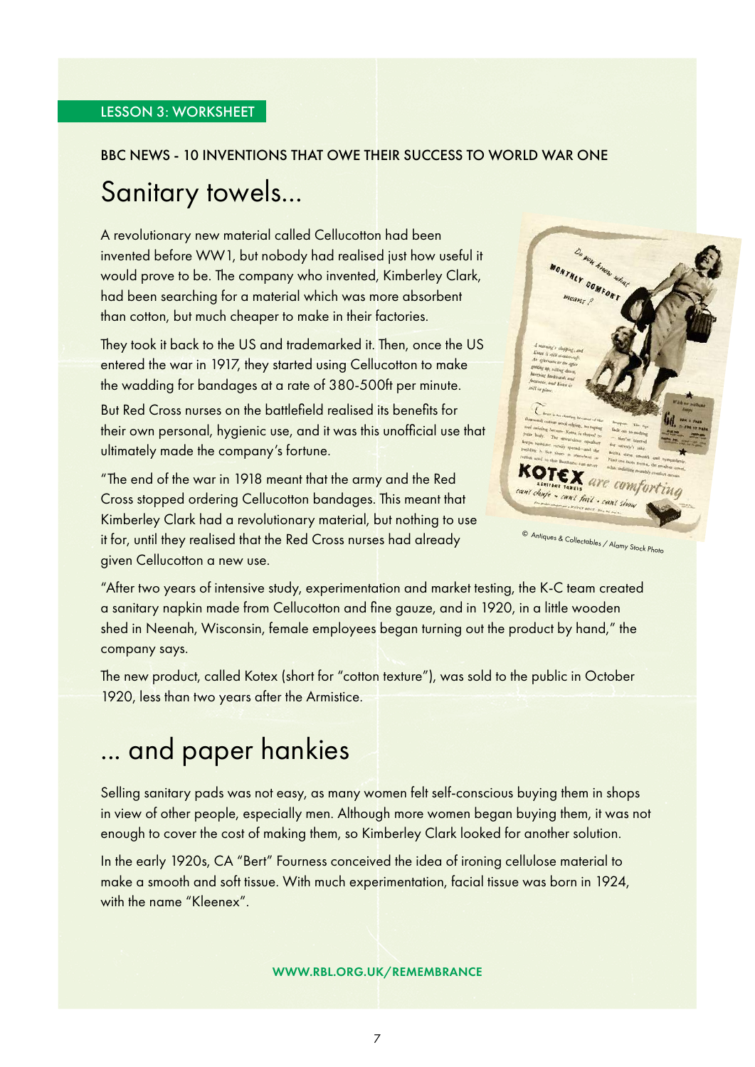LESSON 3: WORKSHEET

BBC NEWS - 10 INVENTIONS THAT OWE THEIR SUCCESS TO WORLD WAR ONE

# Sanitary towels...

A revolutionary new material called Cellucotton had been invented before WW1, but nobody had realised just how useful it would prove to be. The company who invented, Kimberley Clark, had been searching for a material which was more absorbent than cotton, but much cheaper to make in their factories.

They took it back to the US and trademarked it. Then, once the US entered the war in 1917, they started using Cellucotton to make the wadding for bandages at a rate of 380-500ft per minute.

But Red Cross nurses on the battlefield realised its benefits for their own personal, hygienic use, and it was this unofficial use that ultimately made the company's fortune.

"The end of the war in 1918 meant that the army and the Red Cross stopped ordering Cellucotton bandages. This meant that Kimberley Clark had a revolutionary material, but nothing to use it for, until they realised that the Red Cross nurses had already given Cellucotton a new use.

© Antiques & Collectables / Alamy Stock Photo

"After two years of intensive study, experimentation and market testing, the K-C team created a sanitary napkin made from Cellucotton and fine gauze, and in 1920, in a little wooden shed in Neenah, Wisconsin, female employees began turning out the product by hand," the company says.

The new product, called Kotex (short for "cotton texture"), was sold to the public in October 1920, less than two years after the Armistice.

# ... and paper hankies

Selling sanitary pads was not easy, as many women felt self-conscious buying them in shops in view of other people, especially men. Although more women began buying them, it was not enough to cover the cost of making them, so Kimberley Clark looked for another solution.

In the early 1920s, CA "Bert" Fourness conceived the idea of ironing cellulose material to make a smooth and soft tissue. With much experimentation, facial tissue was born in 1924, with the name "Kleenex".

WWW.RBL.ORG.UK/REMEMBRANCE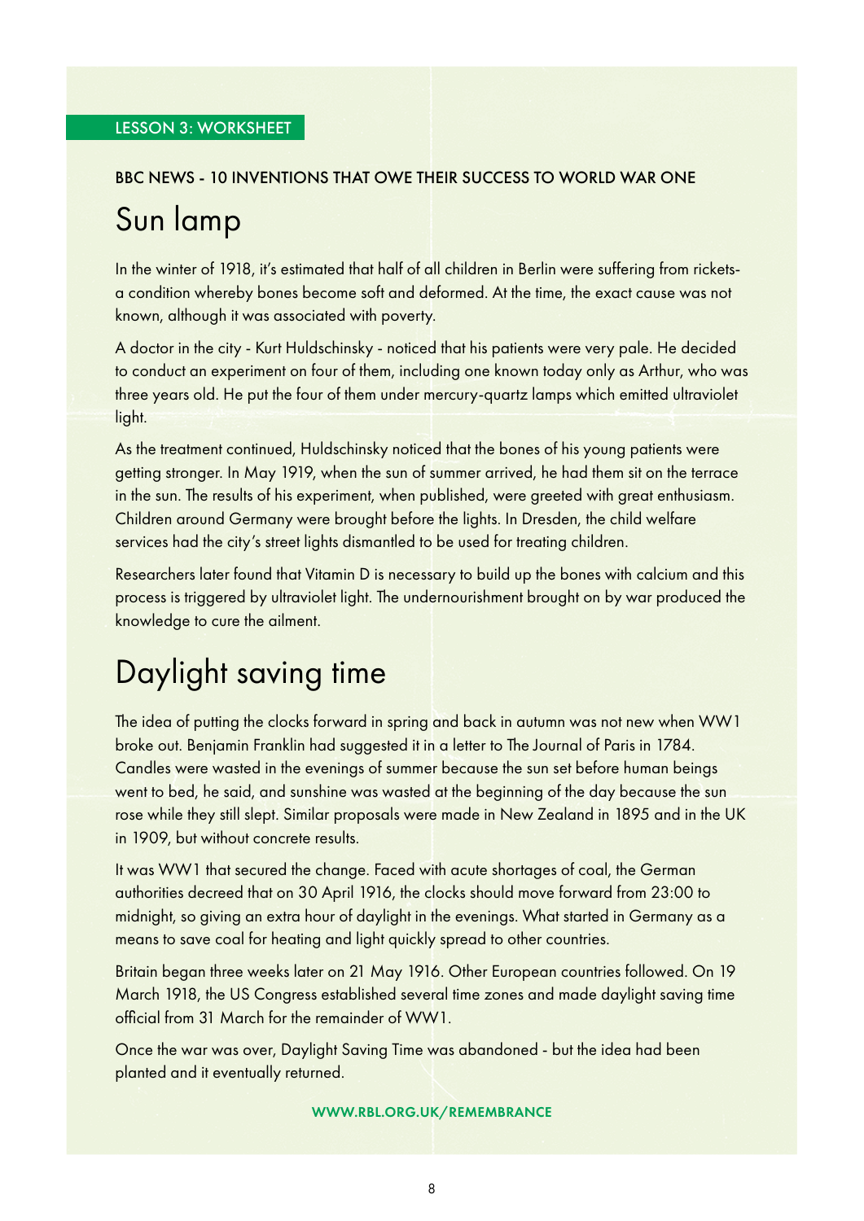LESSON 3: WORKSHEET

BBC NEWS - 10 INVENTIONS THAT OWE THEIR SUCCESS TO WORLD WAR ONE

# Sun lamp

In the winter of 1918, it's estimated that half of all children in Berlin were suffering from rickets- a condition whereby bones become soft and deformed. At the time, the exact cause was not known, although it was associated with poverty.

A doctor in the city - Kurt Huldschinsky - noticed that his patients were very pale. He decided to conduct an experiment on four of them, including one known today only as Arthur, who was three years old. He put the four of them under mercury-quartz lamps which emitted ultraviolet light.

As the treatment continued, Huldschinsky noticed that the bones of his young patients were getting stronger. In May 1919, when the sun of summer arrived, he had them sit on the terrace in the sun. The results of his experiment, when published, were greeted with great enthusiasm. Children around Germany were brought before the lights. In Dresden, the child welfare services had the city's street lights dismantled to be used for treating children.

Researchers later found that Vitamin D is necessary to build up the bones with calcium and this process is triggered by ultraviolet light. The undernourishment brought on by war produced the knowledge to cure the ailment.

# Daylight saving time

The idea of putting the clocks forward in spring and back in autumn was not new when WW1 broke out. Benjamin Franklin had suggested it in a letter to The Journal of Paris in 1784. Candles were wasted in the evenings of summer because the sun set before human beings went to bed, he said, and sunshine was wasted at the beginning of the day because the sun rose while they still slept. Similar proposals were made in New Zealand in 1895 and in the UK in 1909, but without concrete results.

It was WW1 that secured the change. Faced with acute shortages of coal, the German authorities decreed that on 30 April 1916, the clocks should move forward from 23:00 to midnight, so giving an extra hour of daylight in the evenings. What started in Germany as a means to save coal for heating and light quickly spread to other countries.

Britain began three weeks later on 21 May 1916. Other European countries followed. On 19 March 1918, the US Congress established several time zones and made daylight saving time official from 31 March for the remainder of WW1.

Once the war was over, Daylight Saving Time was abandoned - but the idea had been planted and it eventually returned.

WWW.RBL.ORG.UK/REMEMBRANCE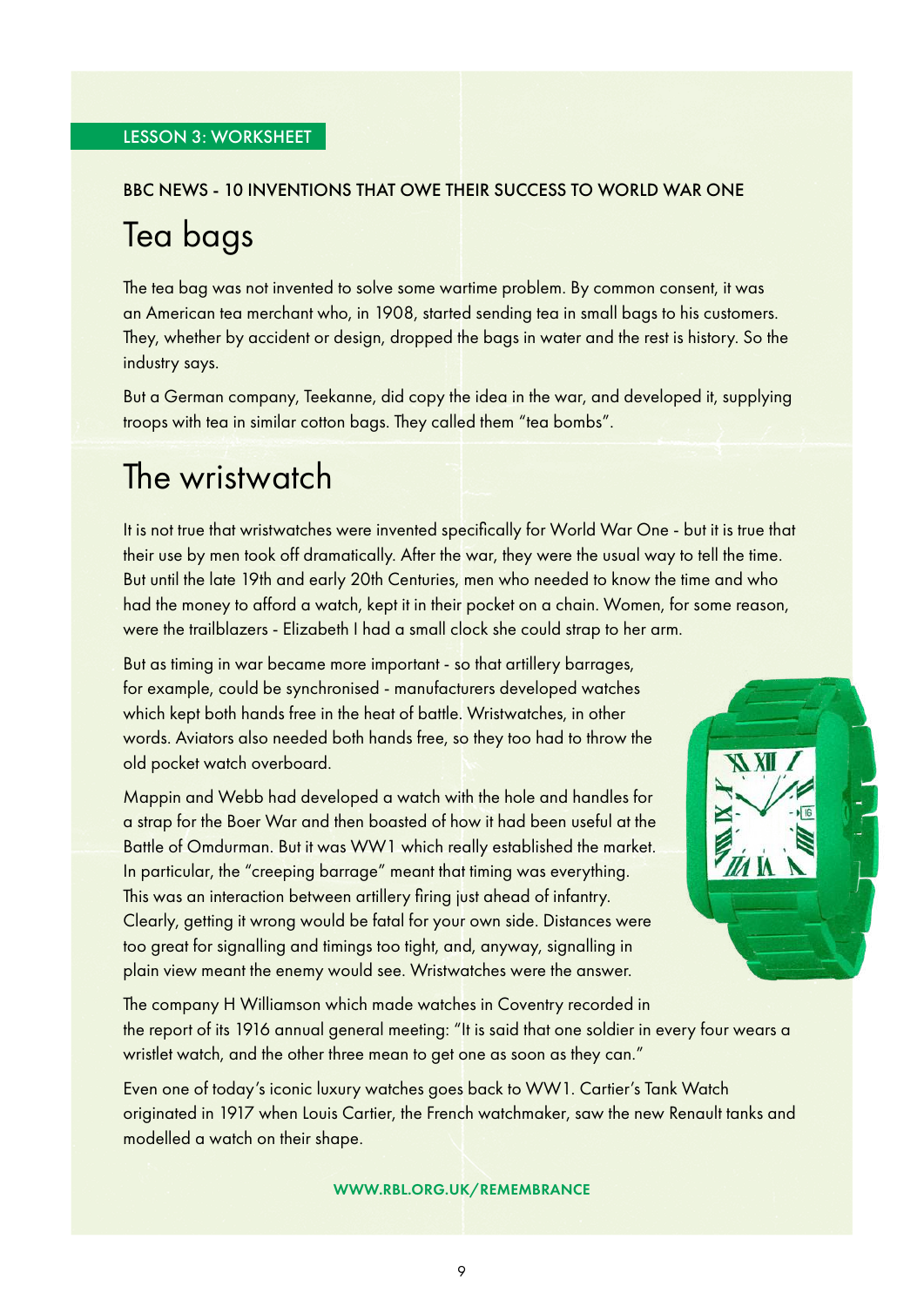LESSON 3: WORKSHEET

BBC NEWS - 10 INVENTIONS THAT OWE THEIR SUCCESS TO WORLD WAR ONE

# Tea bags

The tea bag was not invented to solve some wartime problem. By common consent, it was an American tea merchant who, in 1908, started sending tea in small bags to his customers. They, whether by accident or design, dropped the bags in water and the rest is history. So the industry says.

But a German company, Teekanne, did copy the idea in the war, and developed it, supplying troops with tea in similar cotton bags. They called them "tea bombs".

# The wristwatch

It is not true that wristwatches were invented specifically for World War One - but it is true that their use by men took off dramatically. After the war, they were the usual way to tell the time. But until the late 19th and early 20th Centuries, men who needed to know the time and who had the money to afford a watch, kept it in their pocket on a chain. Women, for some reason, were the trailblazers - Elizabeth I had a small clock she could strap to her arm.

But as timing in war became more important - so that artillery barrages, for example, could be synchronised - manufacturers developed watches which kept both hands free in the heat of battle. Wristwatches, in other words. Aviators also needed both hands free, so they too had to throw the old pocket watch overboard.

Mappin and Webb had developed a watch with the hole and handles for a strap for the Boer War and then boasted of how it had been useful at the Battle of Omdurman. But it was WW1 which really established the market. In particular, the "creeping barrage" meant that timing was everything. This was an interaction between artillery firing just ahead of infantry. Clearly, getting it wrong would be fatal for your own side. Distances were too great for signalling and timings too tight, and, anyway, signalling in plain view meant the enemy would see. Wristwatches were the answer.

The company H Williamson which made watches in Coventry recorded in the report of its 1916 annual general meeting: "It is said that one soldier in every four wears a wristlet watch, and the other three mean to get one as soon as they can."

Even one of today's iconic luxury watches goes back to WW1. Cartier's Tank Watch originated in 1917 when Louis Cartier, the French watchmaker, saw the new Renault tanks and modelled a watch on their shape.

WWW.RBL.ORG.UK/REMEMBRANCE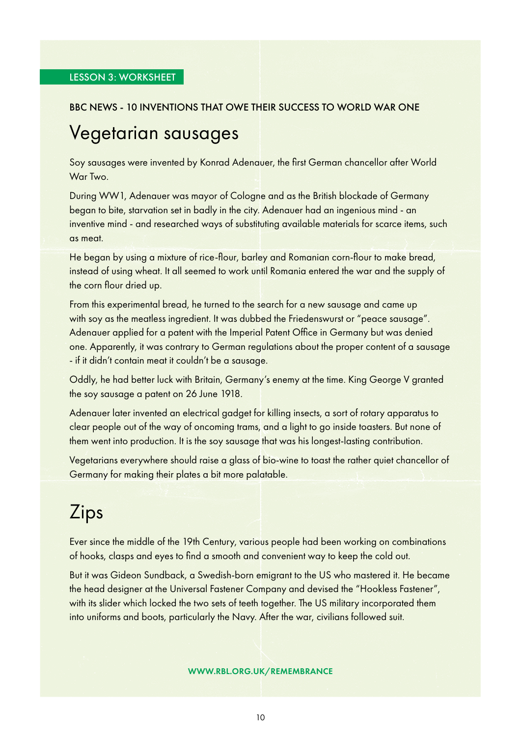LESSON 3: WORKSHEET

BBC NEWS - 10 INVENTIONS THAT OWE THEIR SUCCESS TO WORLD WAR ONE

## Vegetarian sausages

Soy sausages were invented by Konrad Adenauer, the first German chancellor after World War Two.

During WW1, Adenauer was mayor of Cologne and as the British blockade of Germany began to bite, starvation set in badly in the city. Adenauer had an ingenious mind - an inventive mind - and researched ways of substituting available materials for scarce items, such as meat.

He began by using a mixture of rice-flour, barley and Romanian corn-flour to make bread, instead of using wheat. It all seemed to work until Romania entered the war and the supply of the corn flour dried up.

From this experimental bread, he turned to the search for a new sausage and came up with soy as the meatless ingredient. It was dubbed the Friedenswurst or "peace sausage". Adenauer applied for a patent with the Imperial Patent Office in Germany but was denied one. Apparently, it was contrary to German regulations about the proper content of a sausage - if it didn't contain meat it couldn't be a sausage.

Oddly, he had better luck with Britain, Germany's enemy at the time. King George V granted the soy sausage a patent on 26 June 1918.

Adenauer later invented an electrical gadget for killing insects, a sort of rotary apparatus to clear people out of the way of oncoming trams, and a light to go inside toasters. But none of them went into production. It is the soy sausage that was his longest-lasting contribution.

Vegetarians everywhere should raise a glass of bio-wine to toast the rather quiet chancellor of Germany for making their plates a bit more palatable.

## Zips

Ever since the middle of the 19th Century, various people had been working on combinations of hooks, clasps and eyes to find a smooth and convenient way to keep the cold out.

But it was Gideon Sundback, a Swedish-born emigrant to the US who mastered it. He became the head designer at the Universal Fastener Company and devised the "Hookless Fastener", with its slider which locked the two sets of teeth together. The US military incorporated them into uniforms and boots, particularly the Navy. After the war, civilians followed suit.

WWW.RBL.ORG.UK/REMEMBRANCE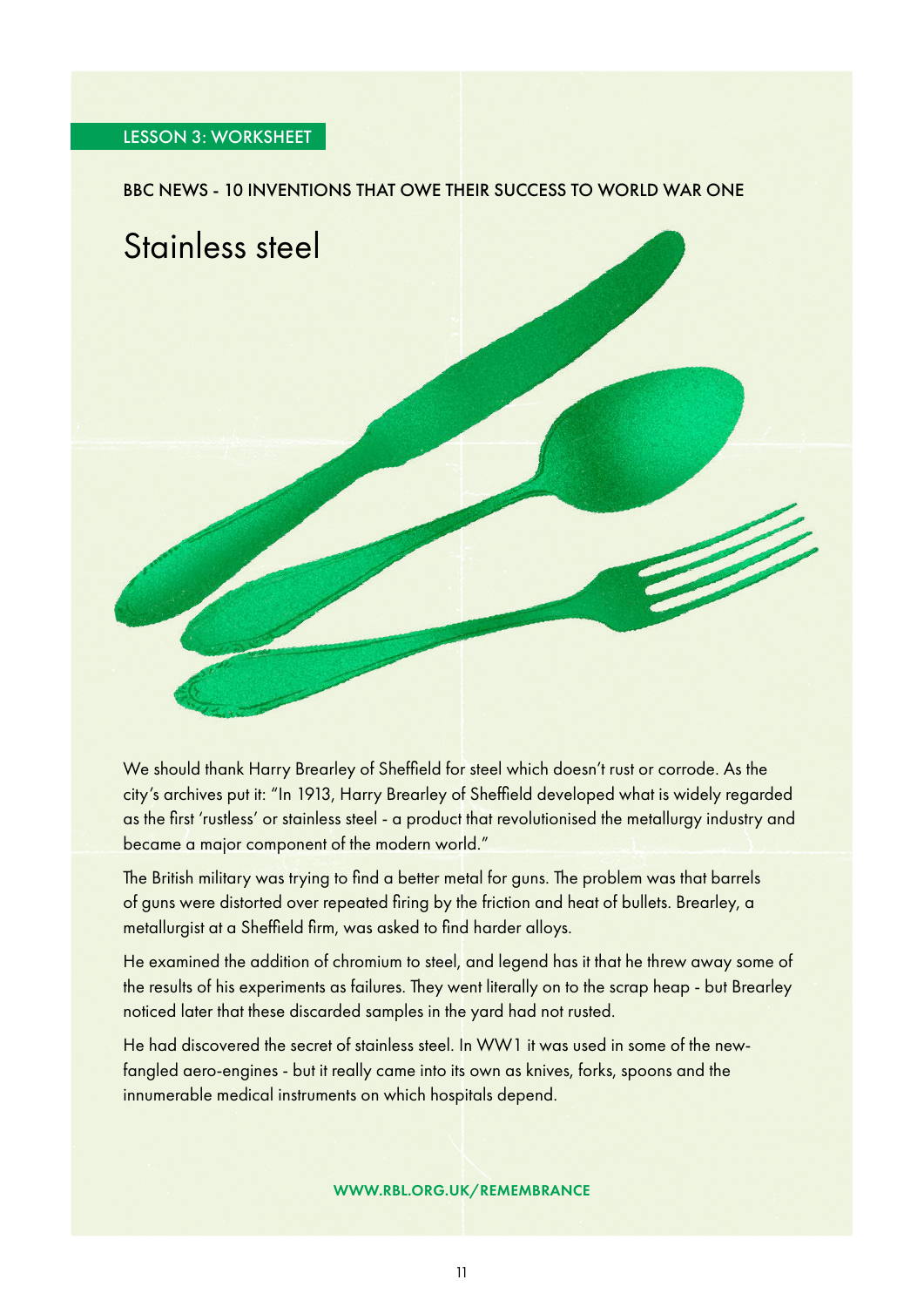LESSON 3: WORKSHEET

BBC NEWS - 10 INVENTIONS THAT OWE THEIR SUCCESS TO WORLD WAR ONE

# Stainless steel

We should thank Harry Brearley of Sheffield for steel which doesn't rust or corrode. As the city's archives put it: "In 1913, Harry Brearley of Sheffield developed what is widely regarded as the first 'rustless' or stainless steel - a product that revolutionised the metallurgy industry and became a major component of the modern world."

The British military was trying to find a better metal for guns. The problem was that barrels of guns were distorted over repeated firing by the friction and heat of bullets. Brearley, a metallurgist at a Sheffield firm, was asked to find harder alloys.

He examined the addition of chromium to steel, and legend has it that he threw away some of the results of his experiments as failures. They went literally on to the scrap heap - but Brearley noticed later that these discarded samples in the yard had not rusted.

He had discovered the secret of stainless steel. In WW1 it was used in some of the new-fangled aero-engines - but it really came into its own as knives, forks, spoons and the innumerable medical instruments on which hospitals depend.

WWW.RBL.ORG.UK/REMEMBRANCE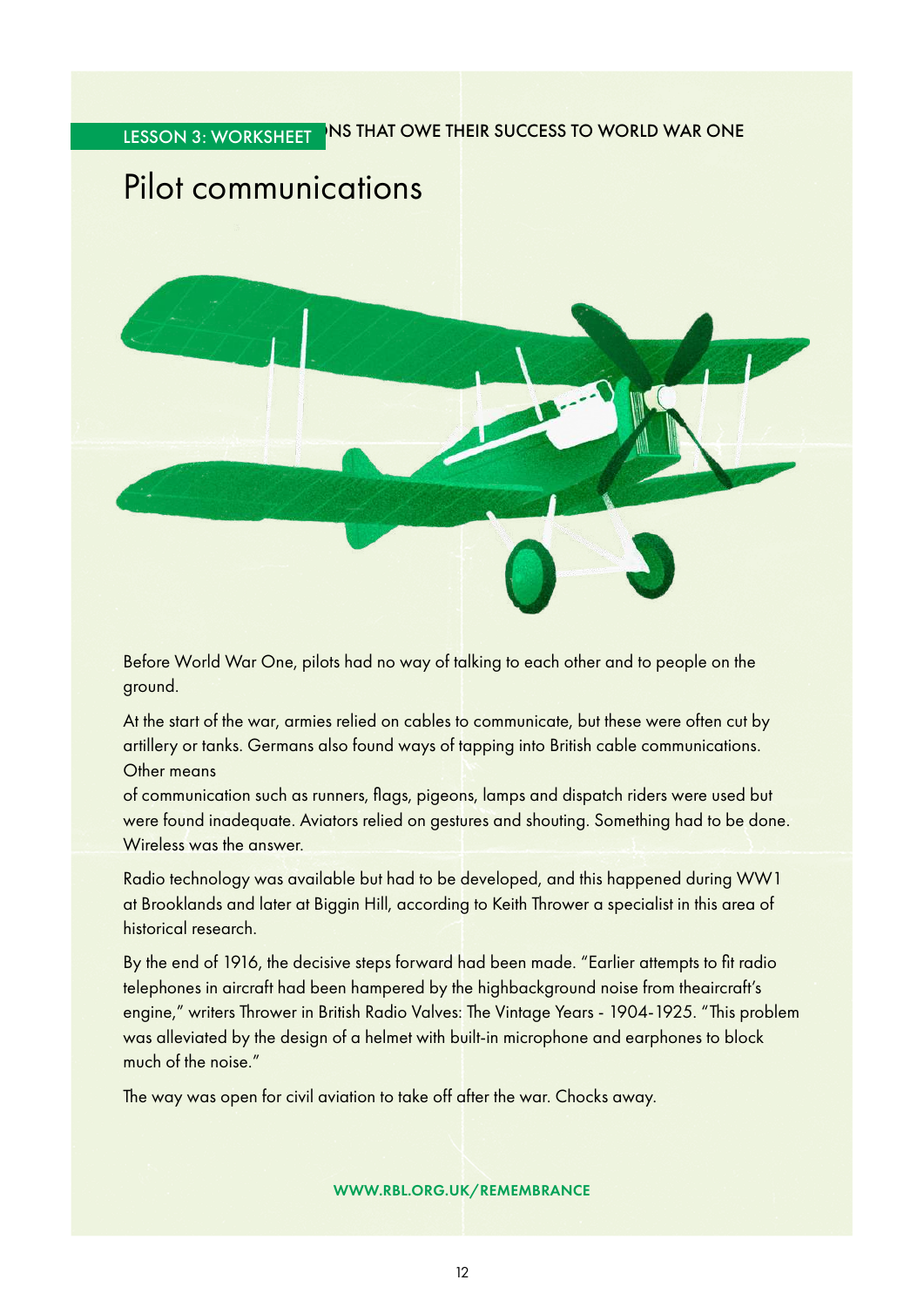LESSON 3: WORKSHEET

# Pilot communications

Before World War One, pilots had no way of talking to each other and to people on the ground.

At the start of the war, armies relied on cables to communicate, but these were often cut by artillery or tanks. Germans also found ways of tapping into British cable communications. Other means of communication such as runners, flags, pigeons, lamps and dispatch riders were used but were found inadequate. Aviators relied on gestures and shouting. Something had to be done. Wireless was the answer.

Radio technology was available but had to be developed, and this happened during WW1 at Brooklands and later at Biggin Hill, according to Keith Thrower a specialist in this area of historical research.

By the end of 1916, the decisive steps forward had been made. "Earlier attempts to fit radio telephones in aircraft had been hampered by the highbackground noise from theaircraft's engine," writers Thrower in British Radio Valves: The Vintage Years - 1904-1925. "This problem was alleviated by the design of a helmet with built-in microphone and earphones to block much of the noise."

The way was open for civil aviation to take off after the war. Chocks away.

WWW.RBL.ORG.UK/REMEMBRANCE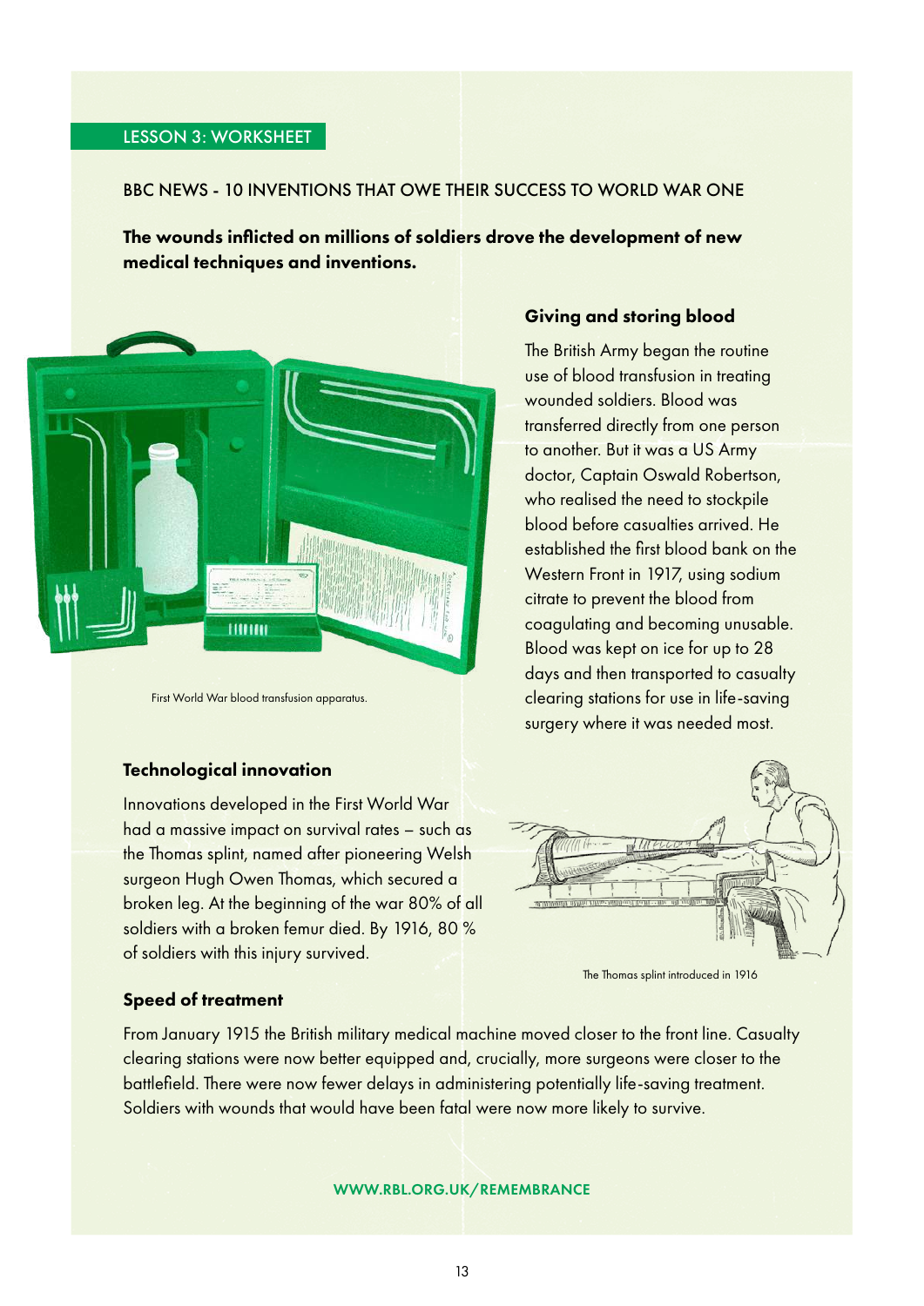LESSON 3: WORKSHEET

BBC NEWS - 10 INVENTIONS THAT OWE THEIR SUCCESS TO WORLD WAR ONE

**The wounds inflicted on millions of soldiers drove the development of new medical techniques and inventions.**

First World War blood transfusion apparatus.

### Giving and storing blood

The British Army began the routine use of blood transfusion in treating wounded soldiers. Blood was transferred directly from one person to another. But it was a US Army doctor, Captain Oswald Robertson, who realised the need to stockpile blood before casualties arrived. He established the first blood bank on the Western Front in 1917, using sodium citrate to prevent the blood from coagulating and becoming unusable. Blood was kept on ice for up to 28 days and then transported to casualty clearing stations for use in life-saving surgery where it was needed most.

### Technological innovation

Innovations developed in the First World War had a massive impact on survival rates – such as the Thomas splint, named after pioneering Welsh surgeon Hugh Owen Thomas, which secured a broken leg. At the beginning of the war 80% of all soldiers with a broken femur died. By 1916, 80 % of soldiers with this injury survived.

The Thomas splint introduced in 1916

### Speed of treatment

From January 1915 the British military medical machine moved closer to the front line. Casualty clearing stations were now better equipped and, crucially, more surgeons were closer to the battlefield. There were now fewer delays in administering potentially life-saving treatment. Soldiers with wounds that would have been fatal were now more likely to survive.

WWW.RBL.ORG.UK/REMEMBRANCE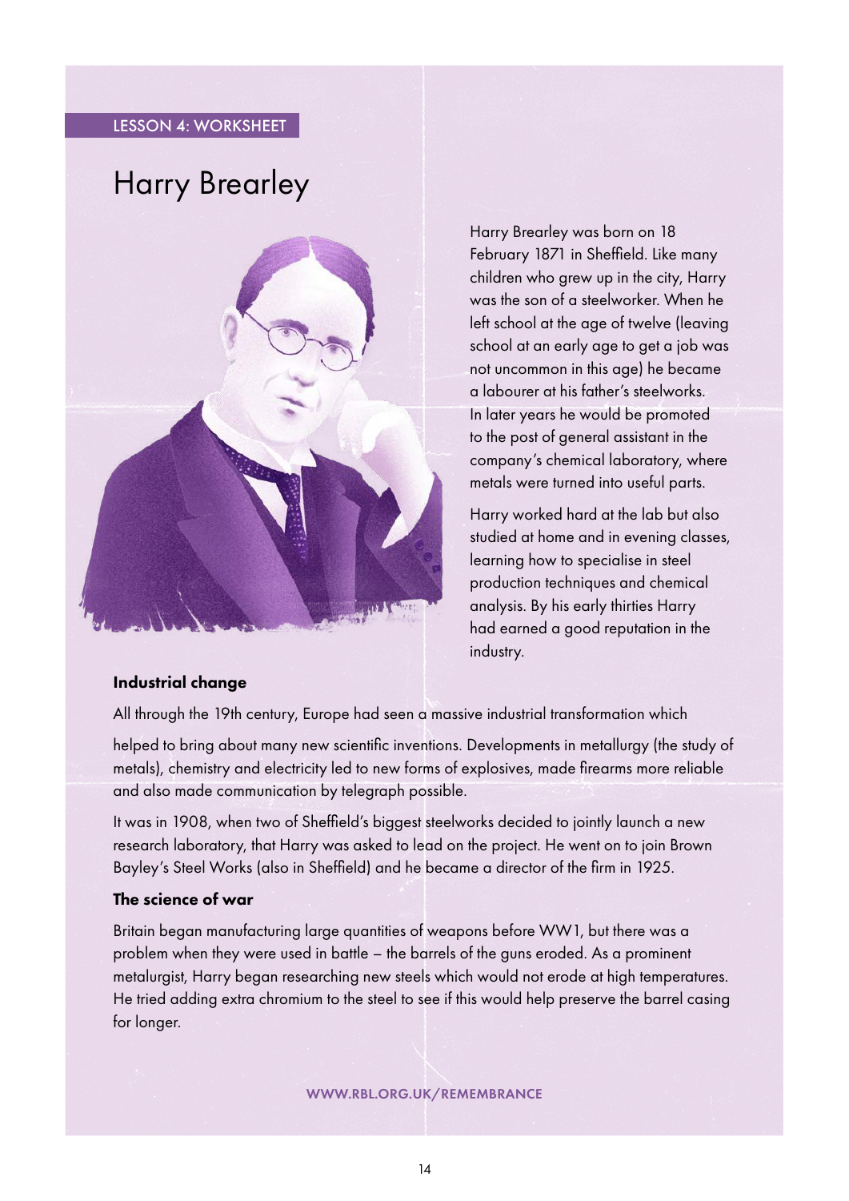LESSON 4: WORKSHEET

# Harry Brearley

Harry Brearley was born on 18 February 1871 in Sheffield. Like many children who grew up in the city, Harry was the son of a steelworker. When he left school at the age of twelve (leaving school at an early age to get a job was not uncommon in this age) he became a labourer at his father's steelworks. In later years he would be promoted to the post of general assistant in the company's chemical laboratory, where metals were turned into useful parts.

Harry worked hard at the lab but also studied at home and in evening classes, learning how to specialise in steel production techniques and chemical analysis. By his early thirties Harry had earned a good reputation in the industry.

**Industrial change**

All through the 19th century, Europe had seen a massive industrial transformation which helped to bring about many new scientific inventions. Developments in metallurgy (the study of metals), chemistry and electricity led to new forms of explosives, made firearms more reliable and also made communication by telegraph possible.

It was in 1908, when two of Sheffield's biggest steelworks decided to jointly launch a new research laboratory, that Harry was asked to lead on the project. He went on to join Brown Bayley's Steel Works (also in Sheffield) and he became a director of the firm in 1925.

**The science of war**

Britain began manufacturing large quantities of weapons before WW1, but there was a problem when they were used in battle – the barrels of the guns eroded. As a prominent metalurgist, Harry began researching new steels which would not erode at high temperatures. He tried adding extra chromium to the steel to see if this would help preserve the barrel casing for longer.

WWW.RBL.ORG.UK/REMEMBRANCE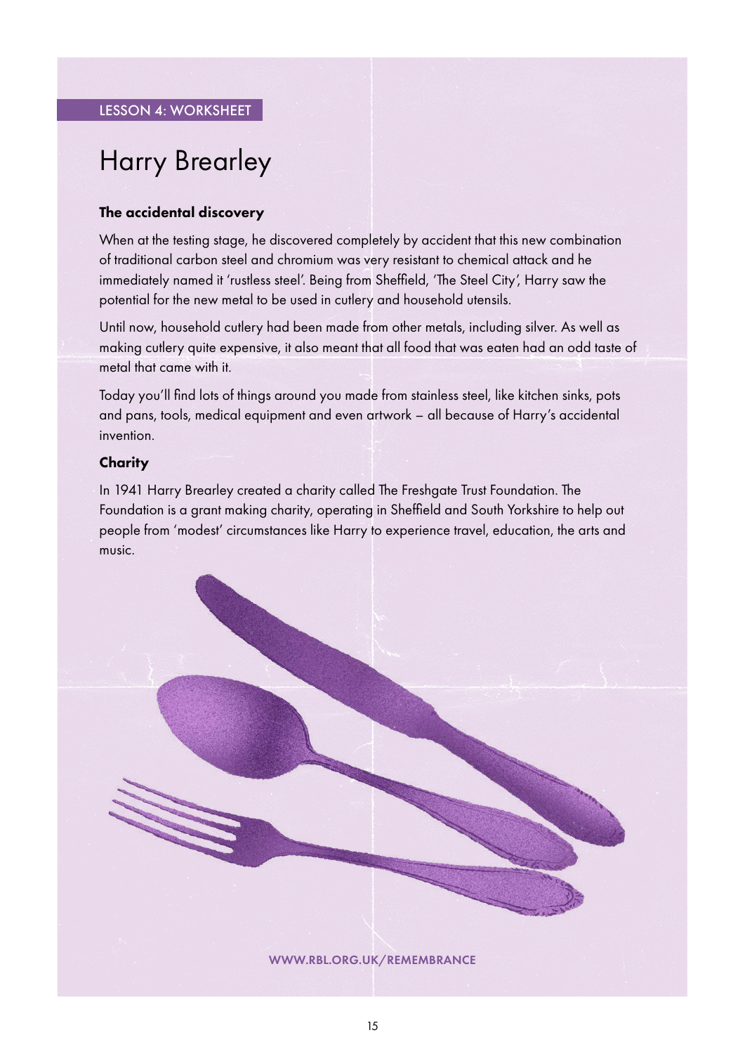LESSON 4: WORKSHEET

# Harry Brearley

### The accidental discovery

When at the testing stage, he discovered completely by accident that this new combination of traditional carbon steel and chromium was very resistant to chemical attack and he immediately named it 'rustless steel'. Being from Sheffield, 'The Steel City', Harry saw the potential for the new metal to be used in cutlery and household utensils.

Until now, household cutlery had been made from other metals, including silver. As well as making cutlery quite expensive, it also meant that all food that was eaten had an odd taste of metal that came with it.

Today you'll find lots of things around you made from stainless steel, like kitchen sinks, pots and pans, tools, medical equipment and even artwork – all because of Harry's accidental invention.

### Charity

In 1941 Harry Brearley created a charity called The Freshgate Trust Foundation. The Foundation is a grant making charity, operating in Sheffield and South Yorkshire to help out people from 'modest' circumstances like Harry to experience travel, education, the arts and music.

WWW.RBL.ORG.UK/REMEMBRANCE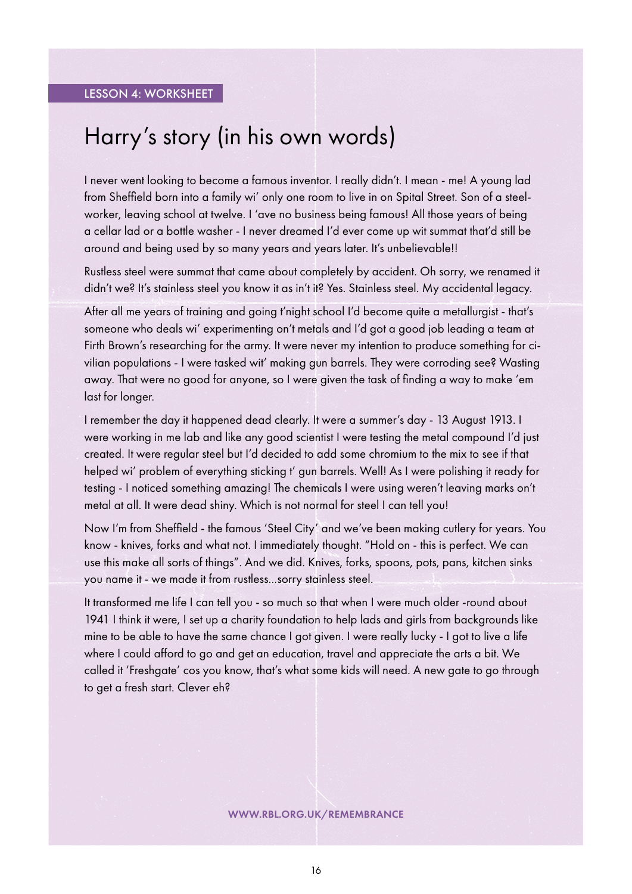LESSON 4: WORKSHEET

# Harry's story (in his own words)

I never went looking to become a famous inventor. I really didn't. I mean - me! A young lad from Sheffield born into a family wi' only one room to live in on Spital Street. Son of a steel-worker, leaving school at twelve. I 'ave no business being famous! All those years of being a cellar lad or a bottle washer - I never dreamed I'd ever come up wit summat that'd still be around and being used by so many years and years later. It's unbelievable!!

Rustless steel were summat that came about completely by accident. Oh sorry, we renamed it didn't we? It's stainless steel you know it as in't it? Yes. Stainless steel. My accidental legacy.

After all me years of training and going t'night school I'd become quite a metallurgist - that's someone who deals wi' experimenting on't metals and I'd got a good job leading a team at Firth Brown's researching for the army. It were never my intention to produce something for civilian populations - I were tasked wit' making gun barrels. They were corroding see? Wasting away. That were no good for anyone, so I were given the task of finding a way to make 'em last for longer.

I remember the day it happened dead clearly. It were a summer's day - 13 August 1913. I were working in me lab and like any good scientist I were testing the metal compound I'd just created. It were regular steel but I'd decided to add some chromium to the mix to see if that helped wi' problem of everything sticking t' gun barrels. Well! As I were polishing it ready for testing - I noticed something amazing! The chemicals I were using weren't leaving marks on't metal at all. It were dead shiny. Which is not normal for steel I can tell you!

Now I'm from Sheffield - the famous 'Steel City' and we've been making cutlery for years. You know - knives, forks and what not. I immediately thought. "Hold on - this is perfect. We can use this make all sorts of things". And we did. Knives, forks, spoons, pots, pans, kitchen sinks you name it - we made it from rustless...sorry stainless steel.

It transformed me life I can tell you - so much so that when I were much older -round about 1941 I think it were, I set up a charity foundation to help lads and girls from backgrounds like mine to be able to have the same chance I got given. I were really lucky - I got to live a life where I could afford to go and get an education, travel and appreciate the arts a bit. We called it 'Freshgate' cos you know, that's what some kids will need. A new gate to go through to get a fresh start. Clever eh?

WWW.RBL.ORG.UK/REMEMBRANCE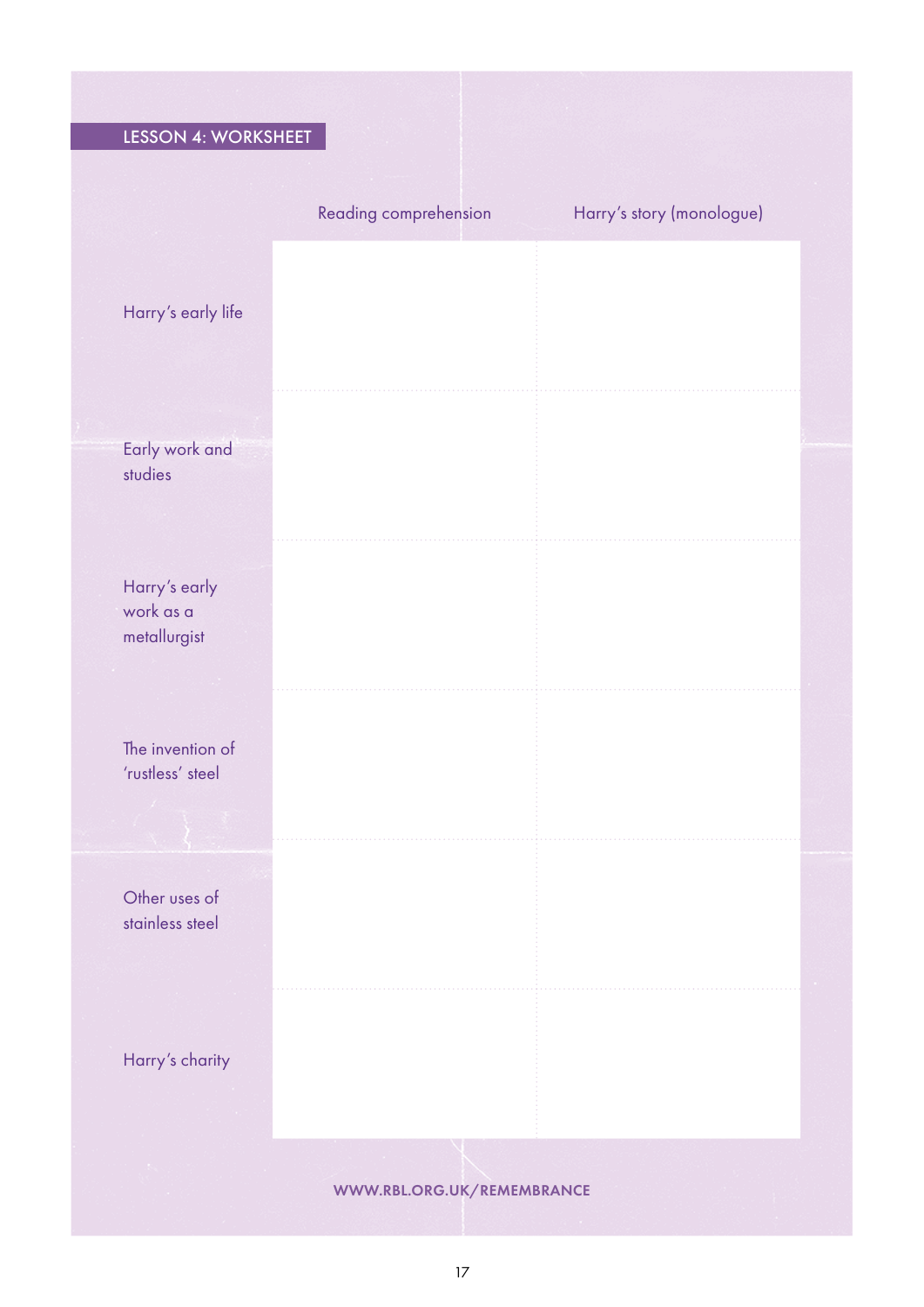## LESSON 4: WORKSHEET

| | Reading comprehension | Harry's story (monologue) |
|---|---|---|
| Harry's early life | | |
| Early work and studies | | |
| Harry's early work as a metallurgist | | |
| The invention of 'rustless' steel | | |
| Other uses of stainless steel | | |
| Harry's charity | | |

WWW.RBL.ORG.UK/REMEMBRANCE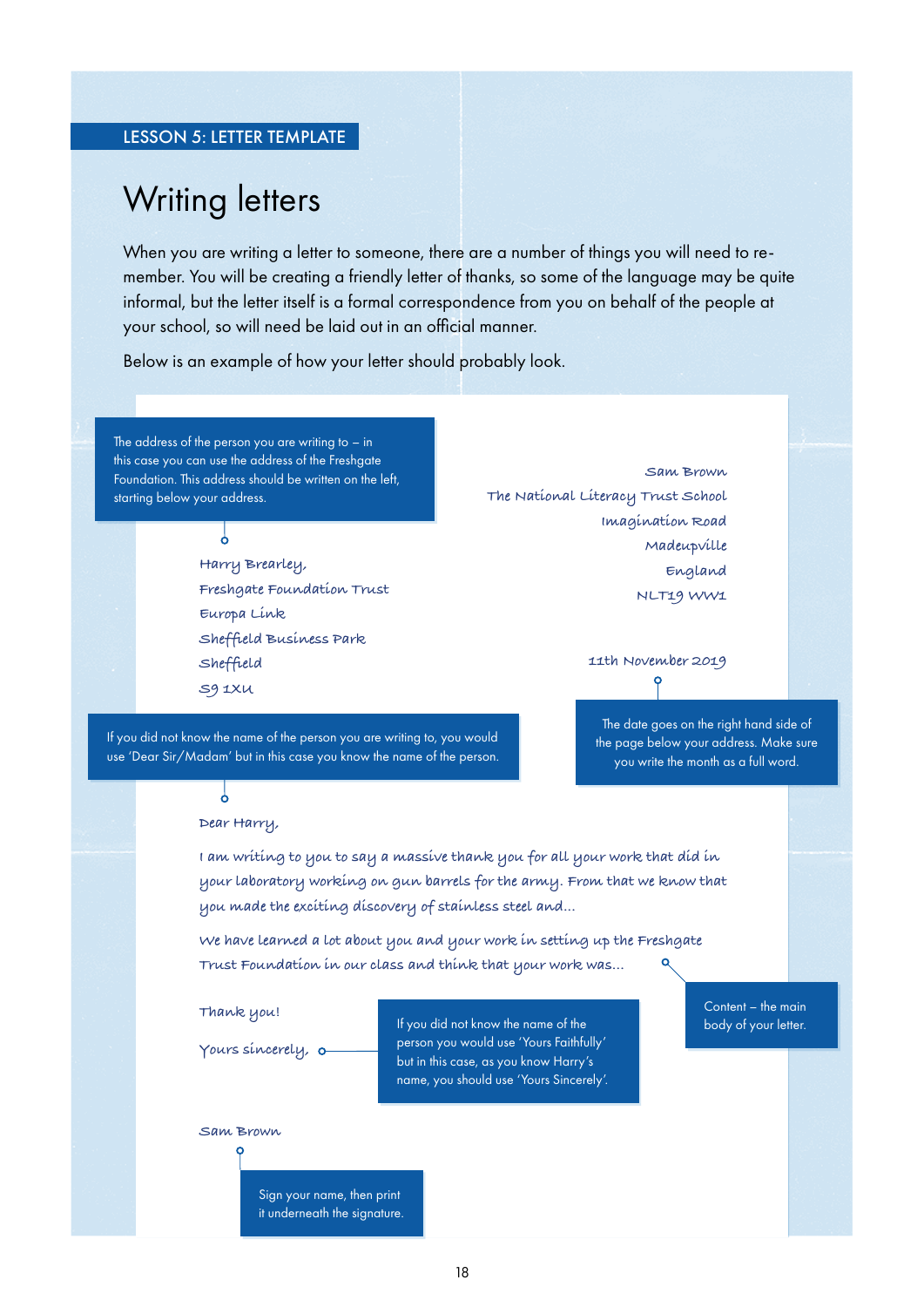LESSON 5: LETTER TEMPLATE

# Writing letters

When you are writing a letter to someone, there are a number of things you will need to re-member. You will be creating a friendly letter of thanks, so some of the language may be quite informal, but the letter itself is a formal correspondence from you on behalf of the people at your school, so will need be laid out in an official manner.

Below is an example of how your letter should probably look.

> The address of the person you are writing to – in this case you can use the address of the Freshgate Foundation. This address should be written on the left, starting below your address.

Sam Brown
The National Literacy Trust School
Imagination Road
Madeupville
England
NLT19 WW1

Harry Brearley,
Freshgate Foundation Trust
Europa Link
Sheffield Business Park
Sheffield
S9 1XU

11th November 2019

> The date goes on the right hand side of the page below your address. Make sure you write the month as a full word.

> If you did not know the name of the person you are writing to, you would use 'Dear Sir/Madam' but in this case you know the name of the person.

Dear Harry,

I am writing to you to say a massive thank you for all your work that did in your laboratory working on gun barrels for the army. From that we know that you made the exciting discovery of stainless steel and...

We have learned a lot about you and your work in setting up the Freshgate Trust Foundation in our class and think that your work was...

> Content – the main body of your letter.

Thank you!

Yours sincerely,

> If you did not know the name of the person you would use 'Yours Faithfully' but in this case, as you know Harry's name, you should use 'Yours Sincerely'.

Sam Brown

> Sign your name, then print it underneath the signature.